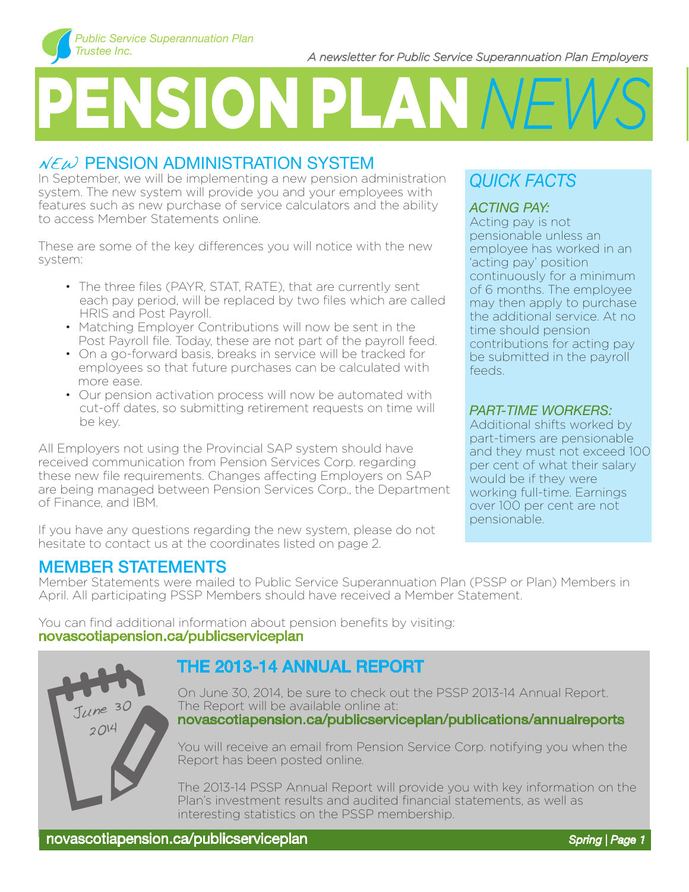Public Service Superannuation Plan Trustee Inc.

*A newsletter for Public Service Superannuation Plan Employers*

# PENSION PLAN *NEWS*

## *NEW* PENSION ADMINISTRATION SYSTEM

In September, we will be implementing a new pension administration system. The new system will provide you and your employees with features such as new purchase of service calculators and the ability to access Member Statements online.

These are some of the key differences you will notice with the new system:

- The three files (PAYR, STAT, RATE), that are currently sent each pay period, will be replaced by two files which are called HRIS and Post Payroll.
- Matching Employer Contributions will now be sent in the Post Payroll file. Today, these are not part of the payroll feed.
- On a go-forward basis, breaks in service will be tracked for employees so that future purchases can be calculated with more ease.
- Our pension activation process will now be automated with cut-off dates, so submitting retirement requests on time will be key.

All Employers not using the Provincial SAP system should have received communication from Pension Services Corp. regarding these new file requirements. Changes affecting Employers on SAP are being managed between Pension Services Corp., the Department of Finance, and IBM.

If you have any questions regarding the new system, please do not hesitate to contact us at the coordinates listed on page 2.

## *QUICK FACTS*

### *ACTING PAY:*

Acting pay is not pensionable unless an employee has worked in an 'acting pay' position continuously for a minimum of 6 months. The employee may then apply to purchase the additional service. At no time should pension contributions for acting pay be submitted in the payroll feeds.

### *PART-TIME WORKERS:*

Additional shifts worked by part-timers are pensionable and they must not exceed 100 per cent of what their salary would be if they were working full-time. Earnings over 100 per cent are not pensionable.

## MEMBER STATEMENTS

Member Statements were mailed to Public Service Superannuation Plan (PSSP or Plan) Members in April. All participating PSSP Members should have received a Member Statement.

You can find additional information about pension benefits by visiting:
**novascotiapension.ca/publicserviceplan**

## THE 2013-14 ANNUAL REPORT

June 30 2014

On June 30, 2014, be sure to check out the PSSP 2013-14 Annual Report. The Report will be available online at:
**novascotiapension.ca/publicserviceplan/publications/annualreports**

You will receive an email from Pension Service Corp. notifying you when the Report has been posted online.

The 2013-14 PSSP Annual Report will provide you with key information on the Plan's investment results and audited financial statements, as well as interesting statistics on the PSSP membership.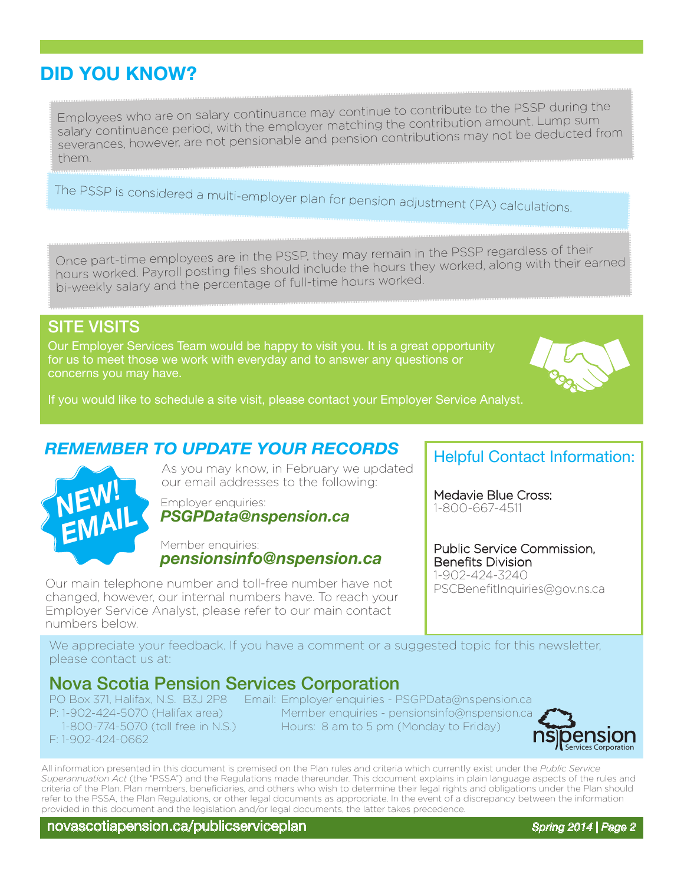## DID YOU KNOW?

Employees who are on salary continuance may continue to contribute to the PSSP during the salary continuance period, with the employer matching the contribution amount. Lump sum severances, however, are not pensionable and pension contributions may not be deducted from them.

The PSSP is considered a multi-employer plan for pension adjustment (PA) calculations.

Once part-time employees are in the PSSP, they may remain in the PSSP regardless of their hours worked. Payroll posting files should include the hours they worked, along with their earned bi-weekly salary and the percentage of full-time hours worked.

## SITE VISITS

Our Employer Services Team would be happy to visit you. It is a great opportunity for us to meet those we work with everyday and to answer any questions or concerns you may have.

If you would like to schedule a site visit, please contact your Employer Service Analyst.

## *REMEMBER TO UPDATE YOUR RECORDS*

NEW! EMAIL

As you may know, in February we updated our email addresses to the following:

Employer enquiries:
***PSGPData@nspension.ca***

Member enquiries:
***pensionsinfo@nspension.ca***

Our main telephone number and toll-free number have not changed, however, our internal numbers have. To reach your Employer Service Analyst, please refer to our main contact numbers below.

## Helpful Contact Information:

Medavie Blue Cross:
1-800-667-4511

Public Service Commission, Benefits Division
1-902-424-3240
PSCBenefitInquiries@gov.ns.ca

We appreciate your feedback. If you have a comment or a suggested topic for this newsletter, please contact us at:

## Nova Scotia Pension Services Corporation

PO Box 371, Halifax, N.S. B3J 2P8
P: 1-902-424-5070 (Halifax area)
1-800-774-5070 (toll free in N.S.)
F: 1-902-424-0662

Email: Employer enquiries - PSGPData@nspension.ca
Member enquiries - pensionsinfo@nspension.ca
Hours: 8 am to 5 pm (Monday to Friday)

nspension Services Corporation

All information presented in this document is premised on the Plan rules and criteria which currently exist under the *Public Service Superannuation Act* (the "PSSA") and the Regulations made thereunder. This document explains in plain language aspects of the rules and criteria of the Plan. Plan members, beneficiaries, and others who wish to determine their legal rights and obligations under the Plan should refer to the PSSA, the Plan Regulations, or other legal documents as appropriate. In the event of a discrepancy between the information provided in this document and the legislation and/or legal documents, the latter takes precedence.

novascotiapension.ca/publicserviceplan